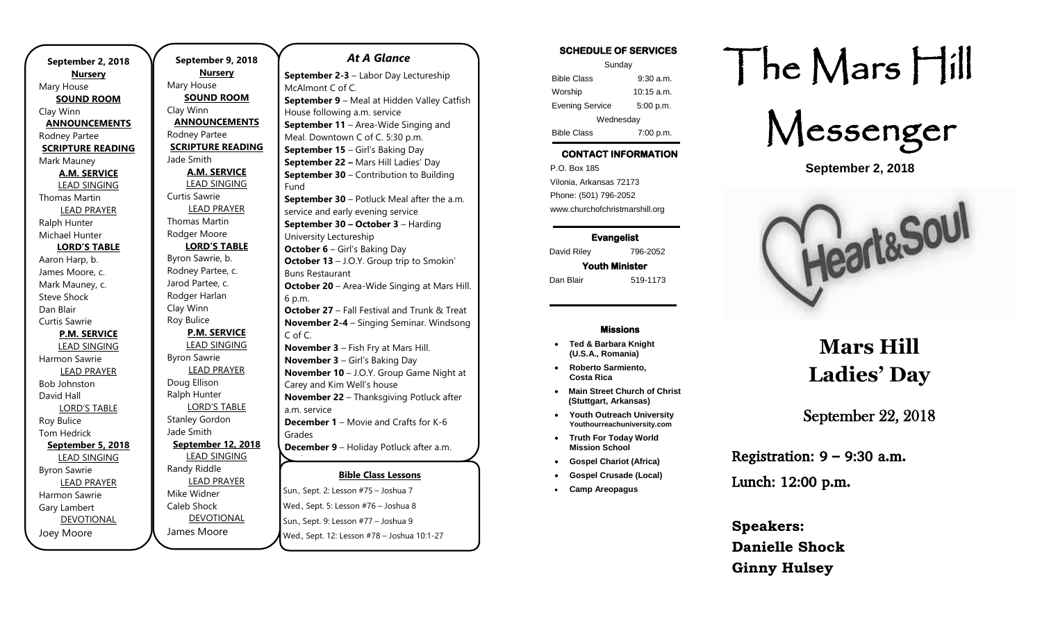**September 2, 2018**

**Nursery**

Mary House

**SOUND ROOM**

Clay Winn

**ANNOUNCEMENTS**

Rodney Partee

**SCRIPTURE READING**

Mark Mauney

**A.M. SERVICE**

LEAD SINGING

Thomas Martin

LEAD PRAYER

Ralph Hunter

Michael Hunter

**LORD'S TABLE**

Aaron Harp, b.

James Moore, c.

Mark Mauney, c.

Steve Shock

Dan Blair

Curtis Sawrie

**P.M. SERVICE**

LEAD SINGING

Harmon Sawrie

LEAD PRAYER

Bob Johnston

David Hall

LORD'S TABLE

Roy Bulice

Tom Hedrick

**September 5, 2018**

LEAD SINGING

Byron Sawrie

LEAD PRAYER

Harmon Sawrie

Gary Lambert

DEVOTIONAL

Joey Moore

**September 9, 2018**

**Nursery**

Mary House

**SOUND ROOM**

Clay Winn

**ANNOUNCEMENTS**

Rodney Partee

**SCRIPTURE READING**

Jade Smith

**A.M. SERVICE**

LEAD SINGING

Curtis Sawrie

LEAD PRAYER

Thomas Martin

Rodger Moore

**LORD'S TABLE**

Byron Sawrie, b.

Rodney Partee, c.

Jarod Partee, c.

Rodger Harlan

Clay Winn

Roy Bulice

**P.M. SERVICE**

LEAD SINGING

Byron Sawrie

LEAD PRAYER

Doug Ellison

Ralph Hunter

LORD'S TABLE

Stanley Gordon

Jade Smith

**September 12, 2018**

LEAD SINGING

Randy Riddle

LEAD PRAYER

Mike Widner

Caleb Shock

DEVOTIONAL

James Moore

## *At A Glance*

**September 2-3** – Labor Day Lectureship McAlmont C of C.
**September 9** – Meal at Hidden Valley Catfish House following a.m. service
**September 11** – Area-Wide Singing and Meal. Downtown C of C. 5:30 p.m.
**September 15** – Girl's Baking Day
**September 22 –** Mars Hill Ladies' Day
**September 30** – Contribution to Building Fund
**September 30** – Potluck Meal after the a.m. service and early evening service
**September 30 – October 3** – Harding University Lectureship
**October 6** – Girl's Baking Day
**October 13** – J.O.Y. Group trip to Smokin' Buns Restaurant
**October 20** – Area-Wide Singing at Mars Hill. 6 p.m.
**October 27** – Fall Festival and Trunk & Treat
**November 2-4** – Singing Seminar. Windsong C of C.
**November 3** – Fish Fry at Mars Hill.
**November 3** – Girl's Baking Day
**November 10** – J.O.Y. Group Game Night at Carey and Kim Well's house
**November 22** – Thanksgiving Potluck after a.m. service
**December 1** – Movie and Crafts for K-6 Grades
**December 9** – Holiday Potluck after a.m.

**Bible Class Lessons**

Sun., Sept. 2: Lesson #75 – Joshua 7
Wed., Sept. 5: Lesson #76 – Joshua 8
Sun., Sept. 9: Lesson #77 – Joshua 9
Wed., Sept. 12: Lesson #78 – Joshua 10:1-27

**SCHEDULE OF SERVICES**

| Sunday | |
|---|---|
| Bible Class | 9:30 a.m. |
| Worship | 10:15 a.m. |
| Evening Service | 5:00 p.m. |
| Wednesday | |
| Bible Class | 7:00 p.m. |

**CONTACT INFORMATION**

P.O. Box 185
Vilonia, Arkansas 72173
Phone: (501) 796-2052
www.churchofchristmarshill.org

**Evangelist**

David Riley 796-2052

**Youth Minister**

Dan Blair 519-1173

**Missions**

- **Ted & Barbara Knight (U.S.A., Romania)**
- **Roberto Sarmiento, Costa Rica**
- **Main Street Church of Christ (Stuttgart, Arkansas)**
- **Youth Outreach University** Youthourreachuniversity.com
- **Truth For Today World Mission School**
- **Gospel Chariot (Africa)**
- **Gospel Crusade (Local)**
- **Camp Areopagus**

# The Mars Hill Messenger

**September 2, 2018**

# Mars Hill Ladies' Day

September 22, 2018

Registration: 9 – 9:30 a.m.

Lunch: 12:00 p.m.

**Speakers:**
**Danielle Shock**
**Ginny Hulsey**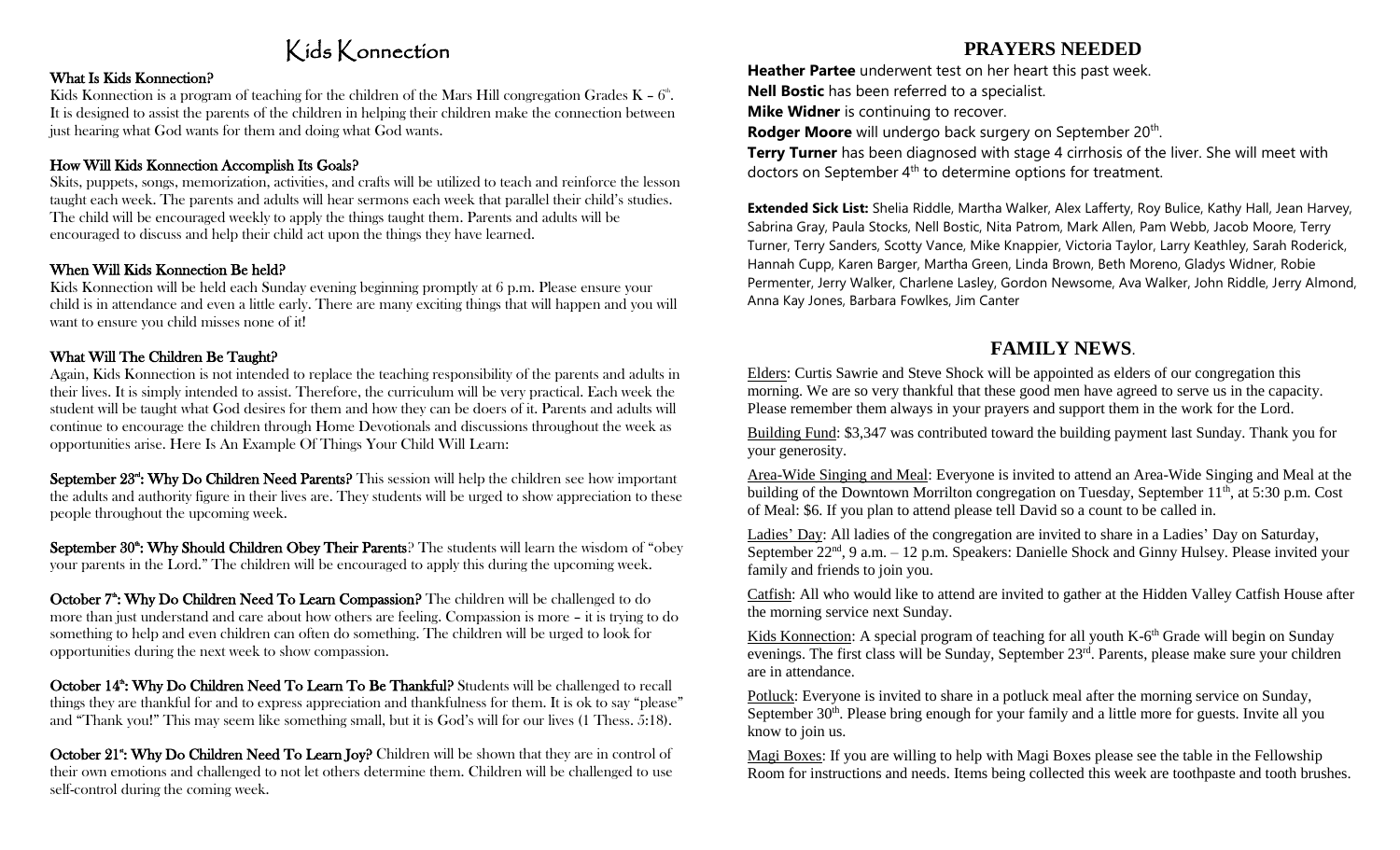# Kids Konnection

### What Is Kids Konnection?

Kids Konnection is a program of teaching for the children of the Mars Hill congregation Grades K – 6th. It is designed to assist the parents of the children in helping their children make the connection between just hearing what God wants for them and doing what God wants.

### How Will Kids Konnection Accomplish Its Goals?

Skits, puppets, songs, memorization, activities, and crafts will be utilized to teach and reinforce the lesson taught each week. The parents and adults will hear sermons each week that parallel their child's studies. The child will be encouraged weekly to apply the things taught them. Parents and adults will be encouraged to discuss and help their child act upon the things they have learned.

### When Will Kids Konnection Be held?

Kids Konnection will be held each Sunday evening beginning promptly at 6 p.m. Please ensure your child is in attendance and even a little early. There are many exciting things that will happen and you will want to ensure you child misses none of it!

### What Will The Children Be Taught?

Again, Kids Konnection is not intended to replace the teaching responsibility of the parents and adults in their lives. It is simply intended to assist. Therefore, the curriculum will be very practical. Each week the student will be taught what God desires for them and how they can be doers of it. Parents and adults will continue to encourage the children through Home Devotionals and discussions throughout the week as opportunities arise. Here Is An Example Of Things Your Child Will Learn:

**September 23rd: Why Do Children Need Parents?** This session will help the children see how important the adults and authority figure in their lives are. They students will be urged to show appreciation to these people throughout the upcoming week.

**September 30th: Why Should Children Obey Their Parents**? The students will learn the wisdom of "obey your parents in the Lord." The children will be encouraged to apply this during the upcoming week.

**October 7th: Why Do Children Need To Learn Compassion?** The children will be challenged to do more than just understand and care about how others are feeling. Compassion is more – it is trying to do something to help and even children can often do something. The children will be urged to look for opportunities during the next week to show compassion.

**October 14th: Why Do Children Need To Learn To Be Thankful?** Students will be challenged to recall things they are thankful for and to express appreciation and thankfulness for them. It is ok to say "please" and "Thank you!" This may seem like something small, but it is God's will for our lives (1 Thess. 5:18).

**October 21st: Why Do Children Need To Learn Joy?** Children will be shown that they are in control of their own emotions and challenged to not let others determine them. Children will be challenged to use self-control during the coming week.

## PRAYERS NEEDED

**Heather Partee** underwent test on her heart this past week.
**Nell Bostic** has been referred to a specialist.
**Mike Widner** is continuing to recover.
**Rodger Moore** will undergo back surgery on September 20th.
**Terry Turner** has been diagnosed with stage 4 cirrhosis of the liver. She will meet with doctors on September 4th to determine options for treatment.

**Extended Sick List:** Shelia Riddle, Martha Walker, Alex Lafferty, Roy Bulice, Kathy Hall, Jean Harvey, Sabrina Gray, Paula Stocks, Nell Bostic, Nita Patrom, Mark Allen, Pam Webb, Jacob Moore, Terry Turner, Terry Sanders, Scotty Vance, Mike Knappier, Victoria Taylor, Larry Keathley, Sarah Roderick, Hannah Cupp, Karen Barger, Martha Green, Linda Brown, Beth Moreno, Gladys Widner, Robie Permenter, Jerry Walker, Charlene Lasley, Gordon Newsome, Ava Walker, John Riddle, Jerry Almond, Anna Kay Jones, Barbara Fowlkes, Jim Canter

## FAMILY NEWS.

Elders: Curtis Sawrie and Steve Shock will be appointed as elders of our congregation this morning. We are so very thankful that these good men have agreed to serve us in the capacity. Please remember them always in your prayers and support them in the work for the Lord.

Building Fund: $3,347 was contributed toward the building payment last Sunday. Thank you for your generosity.

Area-Wide Singing and Meal: Everyone is invited to attend an Area-Wide Singing and Meal at the building of the Downtown Morrilton congregation on Tuesday, September 11th, at 5:30 p.m. Cost of Meal: $6. If you plan to attend please tell David so a count to be called in.

Ladies' Day: All ladies of the congregation are invited to share in a Ladies' Day on Saturday, September 22nd, 9 a.m. – 12 p.m. Speakers: Danielle Shock and Ginny Hulsey. Please invited your family and friends to join you.

Catfish: All who would like to attend are invited to gather at the Hidden Valley Catfish House after the morning service next Sunday.

Kids Konnection: A special program of teaching for all youth K-6th Grade will begin on Sunday evenings. The first class will be Sunday, September 23rd. Parents, please make sure your children are in attendance.

Potluck: Everyone is invited to share in a potluck meal after the morning service on Sunday, September 30th. Please bring enough for your family and a little more for guests. Invite all you know to join us.

Magi Boxes: If you are willing to help with Magi Boxes please see the table in the Fellowship Room for instructions and needs. Items being collected this week are toothpaste and tooth brushes.